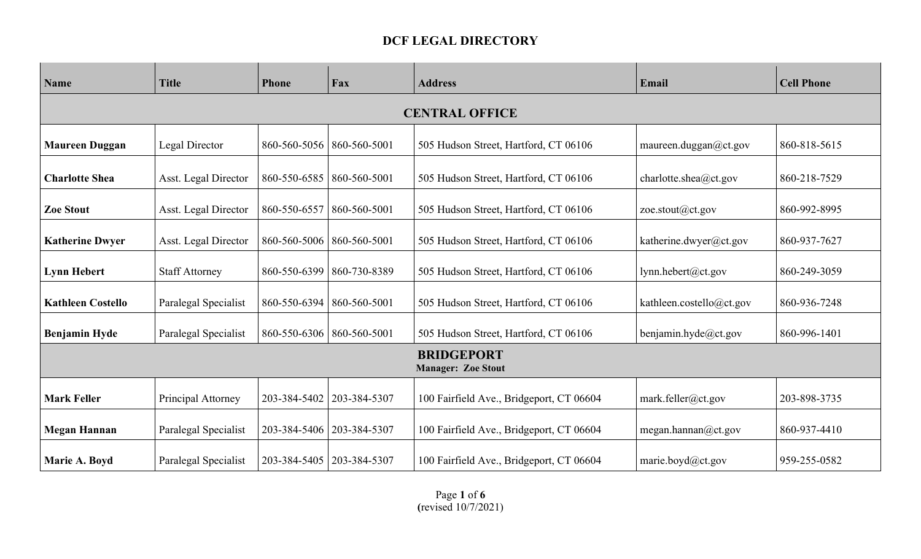# DCF LEGAL DIRECTORY

| Name | Title | Phone | Fax | Address | Email | Cell Phone |
|---|---|---|---|---|---|---|
| **CENTRAL OFFICE** | | | | | | |
| **Maureen Duggan** | Legal Director | 860-560-5056 | 860-560-5001 | 505 Hudson Street, Hartford, CT 06106 | maureen.duggan@ct.gov | 860-818-5615 |
| **Charlotte Shea** | Asst. Legal Director | 860-550-6585 | 860-560-5001 | 505 Hudson Street, Hartford, CT 06106 | charlotte.shea@ct.gov | 860-218-7529 |
| **Zoe Stout** | Asst. Legal Director | 860-550-6557 | 860-560-5001 | 505 Hudson Street, Hartford, CT 06106 | zoe.stout@ct.gov | 860-992-8995 |
| **Katherine Dwyer** | Asst. Legal Director | 860-560-5006 | 860-560-5001 | 505 Hudson Street, Hartford, CT 06106 | katherine.dwyer@ct.gov | 860-937-7627 |
| **Lynn Hebert** | Staff Attorney | 860-550-6399 | 860-730-8389 | 505 Hudson Street, Hartford, CT 06106 | lynn.hebert@ct.gov | 860-249-3059 |
| **Kathleen Costello** | Paralegal Specialist | 860-550-6394 | 860-560-5001 | 505 Hudson Street, Hartford, CT 06106 | kathleen.costello@ct.gov | 860-936-7248 |
| **Benjamin Hyde** | Paralegal Specialist | 860-550-6306 | 860-560-5001 | 505 Hudson Street, Hartford, CT 06106 | benjamin.hyde@ct.gov | 860-996-1401 |
| **BRIDGEPORT** Manager: Zoe Stout | | | | | | |
| **Mark Feller** | Principal Attorney | 203-384-5402 | 203-384-5307 | 100 Fairfield Ave., Bridgeport, CT 06604 | mark.feller@ct.gov | 203-898-3735 |
| **Megan Hannan** | Paralegal Specialist | 203-384-5406 | 203-384-5307 | 100 Fairfield Ave., Bridgeport, CT 06604 | megan.hannan@ct.gov | 860-937-4410 |
| **Marie A. Boyd** | Paralegal Specialist | 203-384-5405 | 203-384-5307 | 100 Fairfield Ave., Bridgeport, CT 06604 | marie.boyd@ct.gov | 959-255-0582 |

(revised 10/7/2021)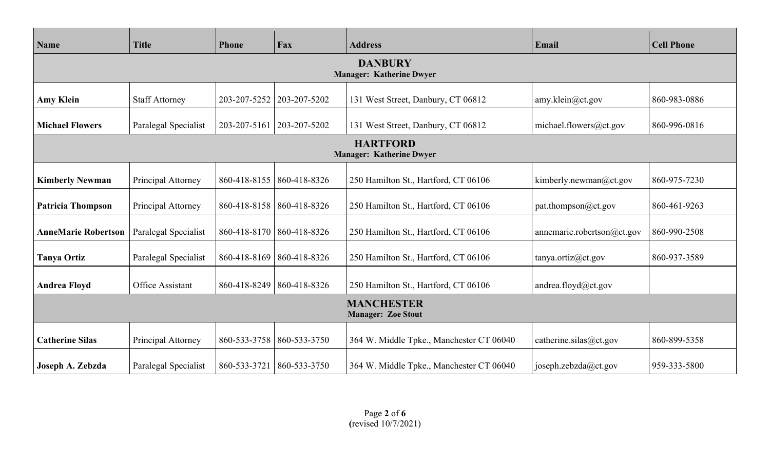| Name | Title | Phone | Fax | Address | Email | Cell Phone |
|---|---|---|---|---|---|---|
| **DANBURY**<br>**Manager: Katherine Dwyer** | | | | | | |
| **Amy Klein** | Staff Attorney | 203-207-5252 | 203-207-5202 | 131 West Street, Danbury, CT 06812 | amy.klein@ct.gov | 860-983-0886 |
| **Michael Flowers** | Paralegal Specialist | 203-207-5161 | 203-207-5202 | 131 West Street, Danbury, CT 06812 | michael.flowers@ct.gov | 860-996-0816 |
| **HARTFORD**<br>**Manager: Katherine Dwyer** | | | | | | |
| **Kimberly Newman** | Principal Attorney | 860-418-8155 | 860-418-8326 | 250 Hamilton St., Hartford, CT 06106 | kimberly.newman@ct.gov | 860-975-7230 |
| **Patricia Thompson** | Principal Attorney | 860-418-8158 | 860-418-8326 | 250 Hamilton St., Hartford, CT 06106 | pat.thompson@ct.gov | 860-461-9263 |
| **AnneMarie Robertson** | Paralegal Specialist | 860-418-8170 | 860-418-8326 | 250 Hamilton St., Hartford, CT 06106 | annemarie.robertson@ct.gov | 860-990-2508 |
| **Tanya Ortiz** | Paralegal Specialist | 860-418-8169 | 860-418-8326 | 250 Hamilton St., Hartford, CT 06106 | tanya.ortiz@ct.gov | 860-937-3589 |
| **Andrea Floyd** | Office Assistant | 860-418-8249 | 860-418-8326 | 250 Hamilton St., Hartford, CT 06106 | andrea.floyd@ct.gov | |
| **MANCHESTER**<br>**Manager: Zoe Stout** | | | | | | |
| **Catherine Silas** | Principal Attorney | 860-533-3758 | 860-533-3750 | 364 W. Middle Tpke., Manchester CT 06040 | catherine.silas@ct.gov | 860-899-5358 |
| **Joseph A. Zebzda** | Paralegal Specialist | 860-533-3721 | 860-533-3750 | 364 W. Middle Tpke., Manchester CT 06040 | joseph.zebzda@ct.gov | 959-333-5800 |

(revised 10/7/2021)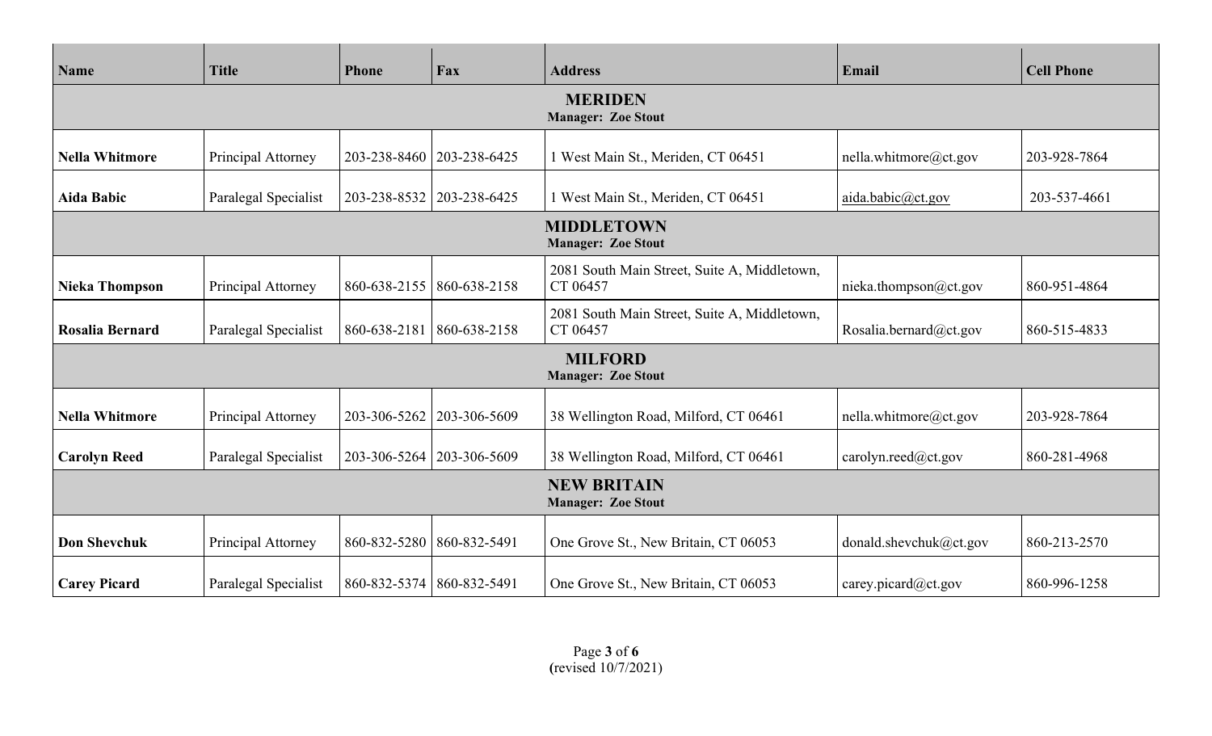| Name | Title | Phone | Fax | Address | Email | Cell Phone |
|---|---|---|---|---|---|---|
| **MERIDEN**<br>**Manager: Zoe Stout** | | | | | | |
| **Nella Whitmore** | Principal Attorney | 203-238-8460 | 203-238-6425 | 1 West Main St., Meriden, CT 06451 | nella.whitmore@ct.gov | 203-928-7864 |
| **Aida Babic** | Paralegal Specialist | 203-238-8532 | 203-238-6425 | 1 West Main St., Meriden, CT 06451 | aida.babic@ct.gov | 203-537-4661 |
| **MIDDLETOWN**<br>**Manager: Zoe Stout** | | | | | | |
| **Nieka Thompson** | Principal Attorney | 860-638-2155 | 860-638-2158 | 2081 South Main Street, Suite A, Middletown, CT 06457 | nieka.thompson@ct.gov | 860-951-4864 |
| **Rosalia Bernard** | Paralegal Specialist | 860-638-2181 | 860-638-2158 | 2081 South Main Street, Suite A, Middletown, CT 06457 | Rosalia.bernard@ct.gov | 860-515-4833 |
| **MILFORD**<br>**Manager: Zoe Stout** | | | | | | |
| **Nella Whitmore** | Principal Attorney | 203-306-5262 | 203-306-5609 | 38 Wellington Road, Milford, CT 06461 | nella.whitmore@ct.gov | 203-928-7864 |
| **Carolyn Reed** | Paralegal Specialist | 203-306-5264 | 203-306-5609 | 38 Wellington Road, Milford, CT 06461 | carolyn.reed@ct.gov | 860-281-4968 |
| **NEW BRITAIN**<br>**Manager: Zoe Stout** | | | | | | |
| **Don Shevchuk** | Principal Attorney | 860-832-5280 | 860-832-5491 | One Grove St., New Britain, CT 06053 | donald.shevchuk@ct.gov | 860-213-2570 |
| **Carey Picard** | Paralegal Specialist | 860-832-5374 | 860-832-5491 | One Grove St., New Britain, CT 06053 | carey.picard@ct.gov | 860-996-1258 |

(revised 10/7/2021)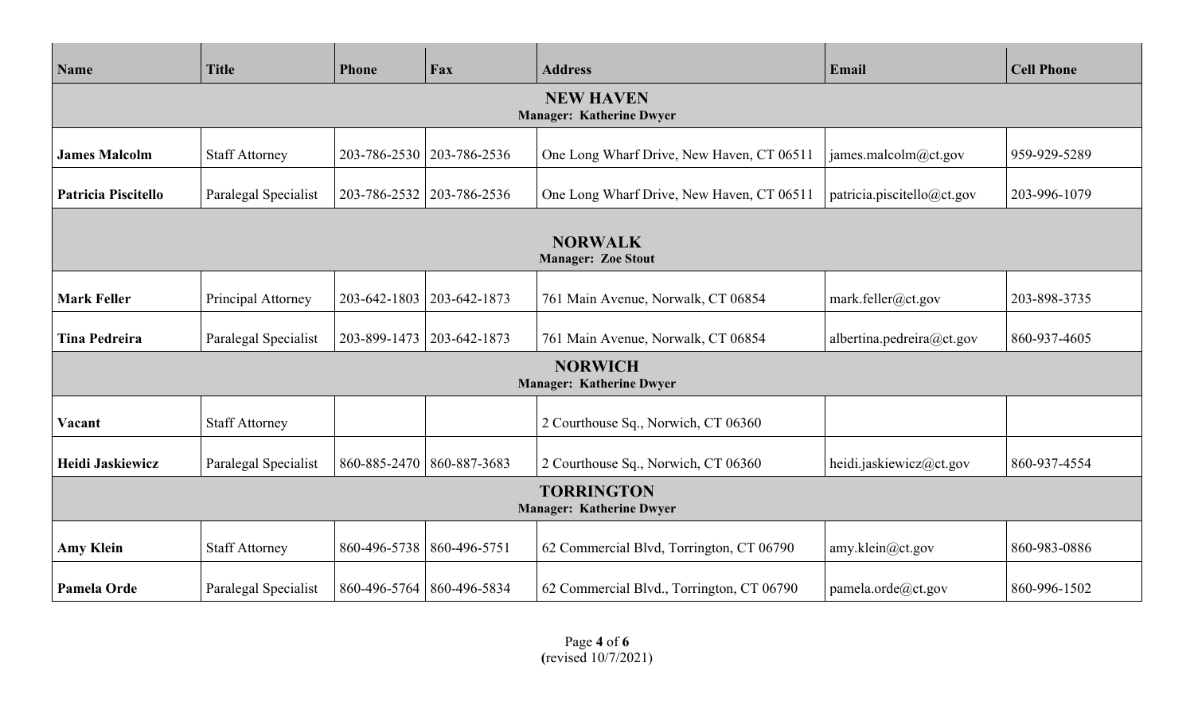| Name | Title | Phone | Fax | Address | Email | Cell Phone |
| --- | --- | --- | --- | --- | --- | --- |
| **NEW HAVEN** **Manager: Katherine Dwyer** | | | | | | |
| **James Malcolm** | Staff Attorney | 203-786-2530 | 203-786-2536 | One Long Wharf Drive, New Haven, CT 06511 | james.malcolm@ct.gov | 959-929-5289 |
| **Patricia Piscitello** | Paralegal Specialist | 203-786-2532 | 203-786-2536 | One Long Wharf Drive, New Haven, CT 06511 | patricia.piscitello@ct.gov | 203-996-1079 |
| **NORWALK** **Manager: Zoe Stout** | | | | | | |
| **Mark Feller** | Principal Attorney | 203-642-1803 | 203-642-1873 | 761 Main Avenue, Norwalk, CT 06854 | mark.feller@ct.gov | 203-898-3735 |
| **Tina Pedreira** | Paralegal Specialist | 203-899-1473 | 203-642-1873 | 761 Main Avenue, Norwalk, CT 06854 | albertina.pedreira@ct.gov | 860-937-4605 |
| **NORWICH** **Manager: Katherine Dwyer** | | | | | | |
| **Vacant** | Staff Attorney | | | 2 Courthouse Sq., Norwich, CT 06360 | | |
| **Heidi Jaskiewicz** | Paralegal Specialist | 860-885-2470 | 860-887-3683 | 2 Courthouse Sq., Norwich, CT 06360 | heidi.jaskiewicz@ct.gov | 860-937-4554 |
| **TORRINGTON** **Manager: Katherine Dwyer** | | | | | | |
| **Amy Klein** | Staff Attorney | 860-496-5738 | 860-496-5751 | 62 Commercial Blvd, Torrington, CT 06790 | amy.klein@ct.gov | 860-983-0886 |
| **Pamela Orde** | Paralegal Specialist | 860-496-5764 | 860-496-5834 | 62 Commercial Blvd., Torrington, CT 06790 | pamela.orde@ct.gov | 860-996-1502 |

(revised 10/7/2021)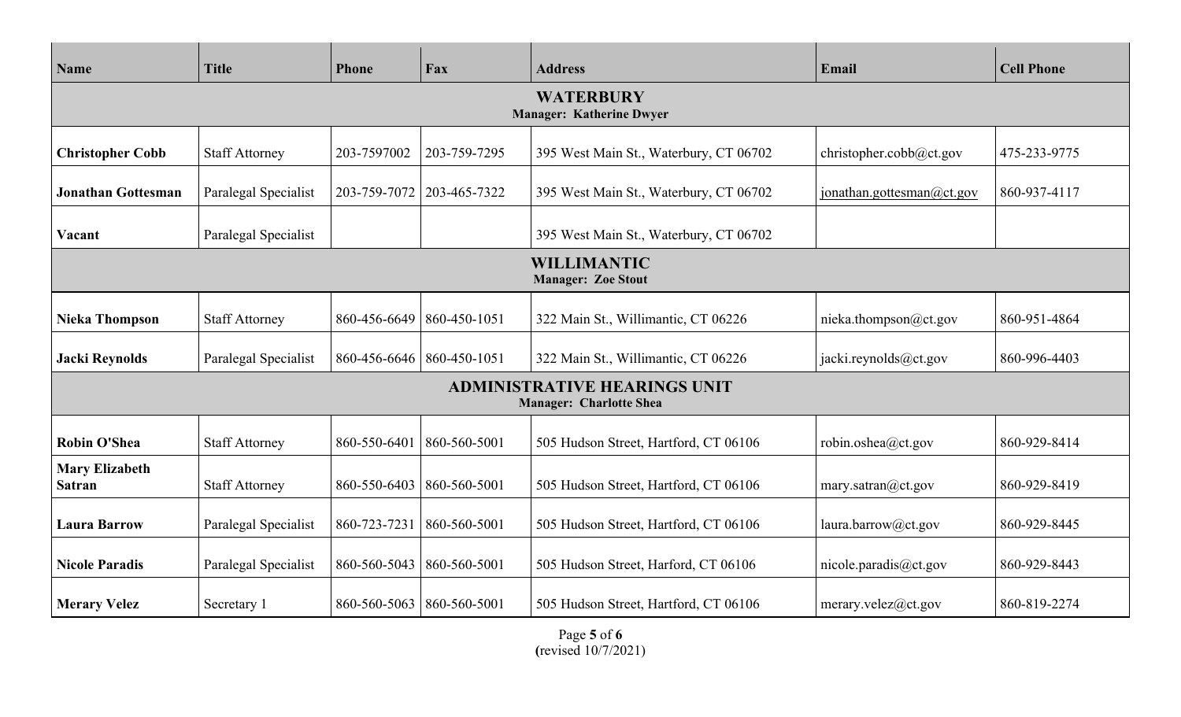| Name | Title | Phone | Fax | Address | Email | Cell Phone |
|---|---|---|---|---|---|---|
| **WATERBURY**<br>**Manager: Katherine Dwyer** | | | | | | |
| **Christopher Cobb** | Staff Attorney | 203-7597002 | 203-759-7295 | 395 West Main St., Waterbury, CT 06702 | christopher.cobb@ct.gov | 475-233-9775 |
| **Jonathan Gottesman** | Paralegal Specialist | 203-759-7072 | 203-465-7322 | 395 West Main St., Waterbury, CT 06702 | jonathan.gottesman@ct.gov | 860-937-4117 |
| **Vacant** | Paralegal Specialist | | | 395 West Main St., Waterbury, CT 06702 | | |
| **WILLIMANTIC**<br>**Manager: Zoe Stout** | | | | | | |
| **Nieka Thompson** | Staff Attorney | 860-456-6649 | 860-450-1051 | 322 Main St., Willimantic, CT 06226 | nieka.thompson@ct.gov | 860-951-4864 |
| **Jacki Reynolds** | Paralegal Specialist | 860-456-6646 | 860-450-1051 | 322 Main St., Willimantic, CT 06226 | jacki.reynolds@ct.gov | 860-996-4403 |
| **ADMINISTRATIVE HEARINGS UNIT**<br>**Manager: Charlotte Shea** | | | | | | |
| **Robin O'Shea** | Staff Attorney | 860-550-6401 | 860-560-5001 | 505 Hudson Street, Hartford, CT 06106 | robin.oshea@ct.gov | 860-929-8414 |
| **Mary Elizabeth Satran** | Staff Attorney | 860-550-6403 | 860-560-5001 | 505 Hudson Street, Hartford, CT 06106 | mary.satran@ct.gov | 860-929-8419 |
| **Laura Barrow** | Paralegal Specialist | 860-723-7231 | 860-560-5001 | 505 Hudson Street, Hartford, CT 06106 | laura.barrow@ct.gov | 860-929-8445 |
| **Nicole Paradis** | Paralegal Specialist | 860-560-5043 | 860-560-5001 | 505 Hudson Street, Harford, CT 06106 | nicole.paradis@ct.gov | 860-929-8443 |
| **Merary Velez** | Secretary 1 | 860-560-5063 | 860-560-5001 | 505 Hudson Street, Hartford, CT 06106 | merary.velez@ct.gov | 860-819-2274 |

(revised 10/7/2021)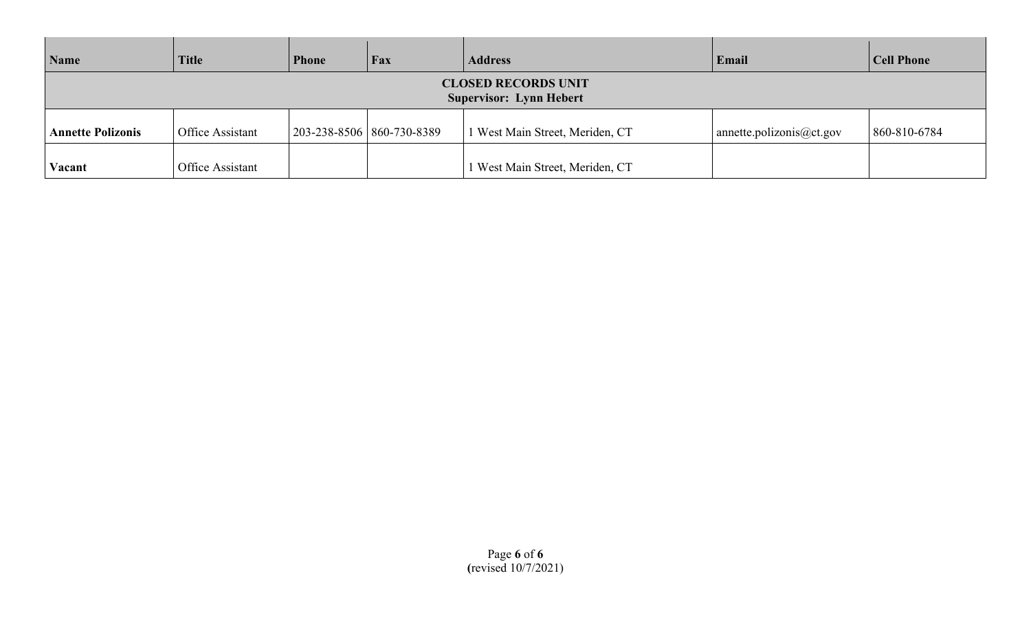| Name | Title | Phone | Fax | Address | Email | Cell Phone |
|---|---|---|---|---|---|---|
| **CLOSED RECORDS UNIT** **Supervisor: Lynn Hebert** | | | | | | |
| **Annette Polizonis** | Office Assistant | 203-238-8506 | 860-730-8389 | 1 West Main Street, Meriden, CT | annette.polizonis@ct.gov | 860-810-6784 |
| **Vacant** | Office Assistant | | | 1 West Main Street, Meriden, CT | | |

(revised 10/7/2021)